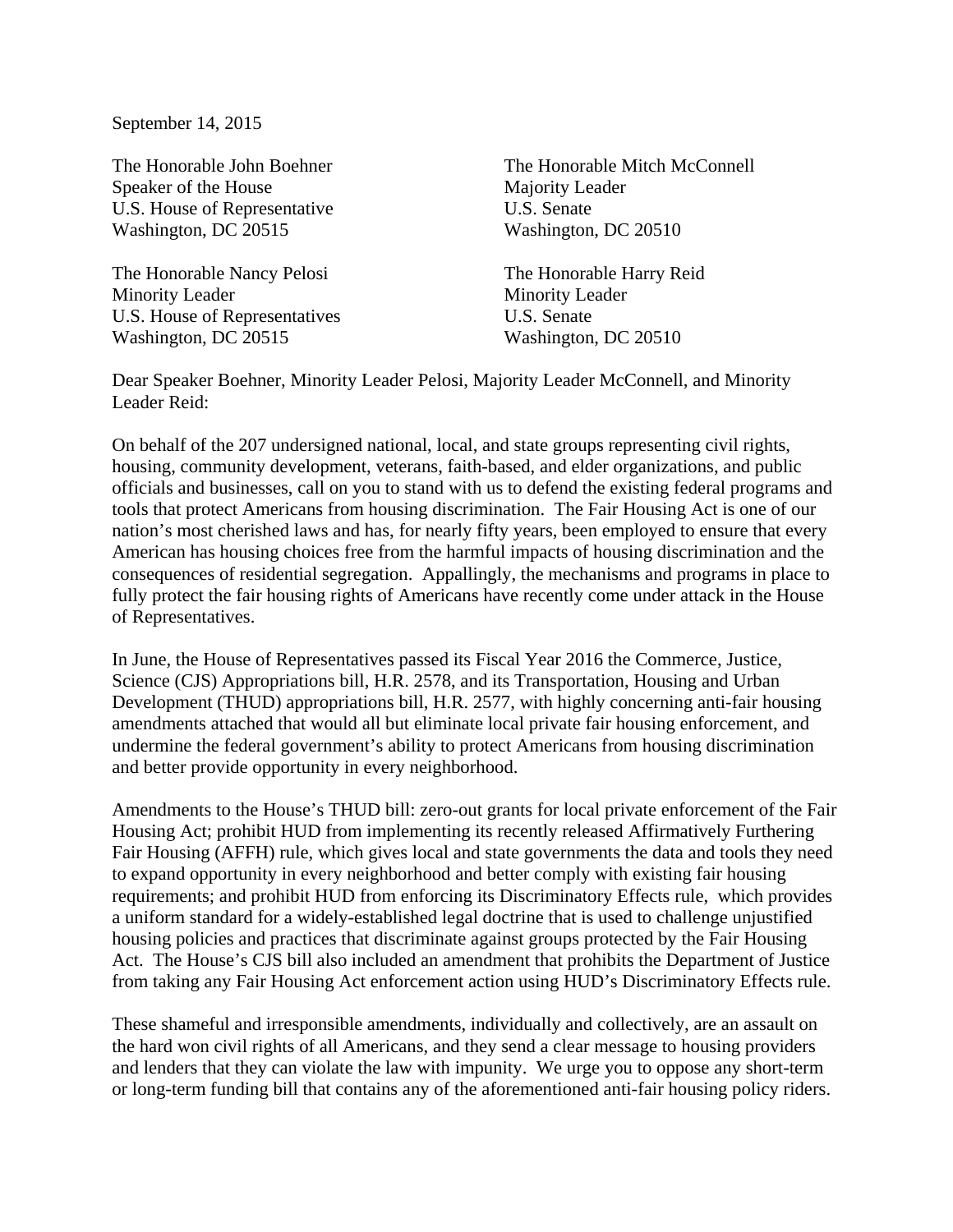September 14, 2015

The Honorable John Boehner
Speaker of the House
U.S. House of Representative
Washington, DC 20515

The Honorable Mitch McConnell
Majority Leader
U.S. Senate
Washington, DC 20510

The Honorable Nancy Pelosi
Minority Leader
U.S. House of Representatives
Washington, DC 20515

The Honorable Harry Reid
Minority Leader
U.S. Senate
Washington, DC 20510

Dear Speaker Boehner, Minority Leader Pelosi, Majority Leader McConnell, and Minority Leader Reid:

On behalf of the 207 undersigned national, local, and state groups representing civil rights, housing, community development, veterans, faith-based, and elder organizations, and public officials and businesses, call on you to stand with us to defend the existing federal programs and tools that protect Americans from housing discrimination. The Fair Housing Act is one of our nation's most cherished laws and has, for nearly fifty years, been employed to ensure that every American has housing choices free from the harmful impacts of housing discrimination and the consequences of residential segregation. Appallingly, the mechanisms and programs in place to fully protect the fair housing rights of Americans have recently come under attack in the House of Representatives.

In June, the House of Representatives passed its Fiscal Year 2016 the Commerce, Justice, Science (CJS) Appropriations bill, H.R. 2578, and its Transportation, Housing and Urban Development (THUD) appropriations bill, H.R. 2577, with highly concerning anti-fair housing amendments attached that would all but eliminate local private fair housing enforcement, and undermine the federal government's ability to protect Americans from housing discrimination and better provide opportunity in every neighborhood.

Amendments to the House's THUD bill: zero-out grants for local private enforcement of the Fair Housing Act; prohibit HUD from implementing its recently released Affirmatively Furthering Fair Housing (AFFH) rule, which gives local and state governments the data and tools they need to expand opportunity in every neighborhood and better comply with existing fair housing requirements; and prohibit HUD from enforcing its Discriminatory Effects rule, which provides a uniform standard for a widely-established legal doctrine that is used to challenge unjustified housing policies and practices that discriminate against groups protected by the Fair Housing Act. The House's CJS bill also included an amendment that prohibits the Department of Justice from taking any Fair Housing Act enforcement action using HUD's Discriminatory Effects rule.

These shameful and irresponsible amendments, individually and collectively, are an assault on the hard won civil rights of all Americans, and they send a clear message to housing providers and lenders that they can violate the law with impunity. We urge you to oppose any short-term or long-term funding bill that contains any of the aforementioned anti-fair housing policy riders.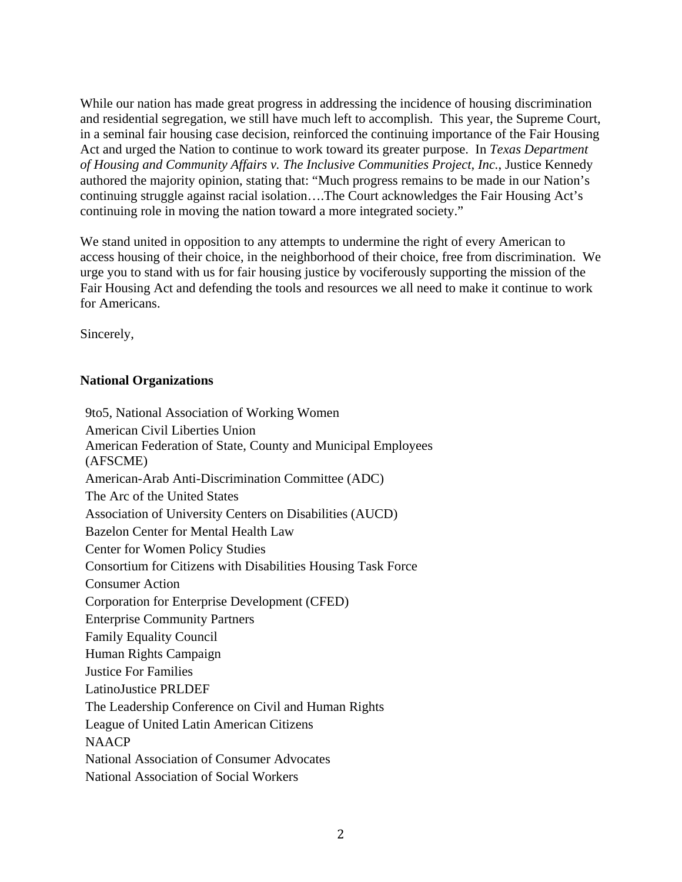While our nation has made great progress in addressing the incidence of housing discrimination and residential segregation, we still have much left to accomplish. This year, the Supreme Court, in a seminal fair housing case decision, reinforced the continuing importance of the Fair Housing Act and urged the Nation to continue to work toward its greater purpose. In *Texas Department of Housing and Community Affairs v. The Inclusive Communities Project, Inc.*, Justice Kennedy authored the majority opinion, stating that: "Much progress remains to be made in our Nation's continuing struggle against racial isolation….The Court acknowledges the Fair Housing Act's continuing role in moving the nation toward a more integrated society."

We stand united in opposition to any attempts to undermine the right of every American to access housing of their choice, in the neighborhood of their choice, free from discrimination. We urge you to stand with us for fair housing justice by vociferously supporting the mission of the Fair Housing Act and defending the tools and resources we all need to make it continue to work for Americans.

Sincerely,

**National Organizations**

9to5, National Association of Working Women
American Civil Liberties Union
American Federation of State, County and Municipal Employees (AFSCME)
American-Arab Anti-Discrimination Committee (ADC)
The Arc of the United States
Association of University Centers on Disabilities (AUCD)
Bazelon Center for Mental Health Law
Center for Women Policy Studies
Consortium for Citizens with Disabilities Housing Task Force
Consumer Action
Corporation for Enterprise Development (CFED)
Enterprise Community Partners
Family Equality Council
Human Rights Campaign
Justice For Families
LatinoJustice PRLDEF
The Leadership Conference on Civil and Human Rights
League of United Latin American Citizens
NAACP
National Association of Consumer Advocates
National Association of Social Workers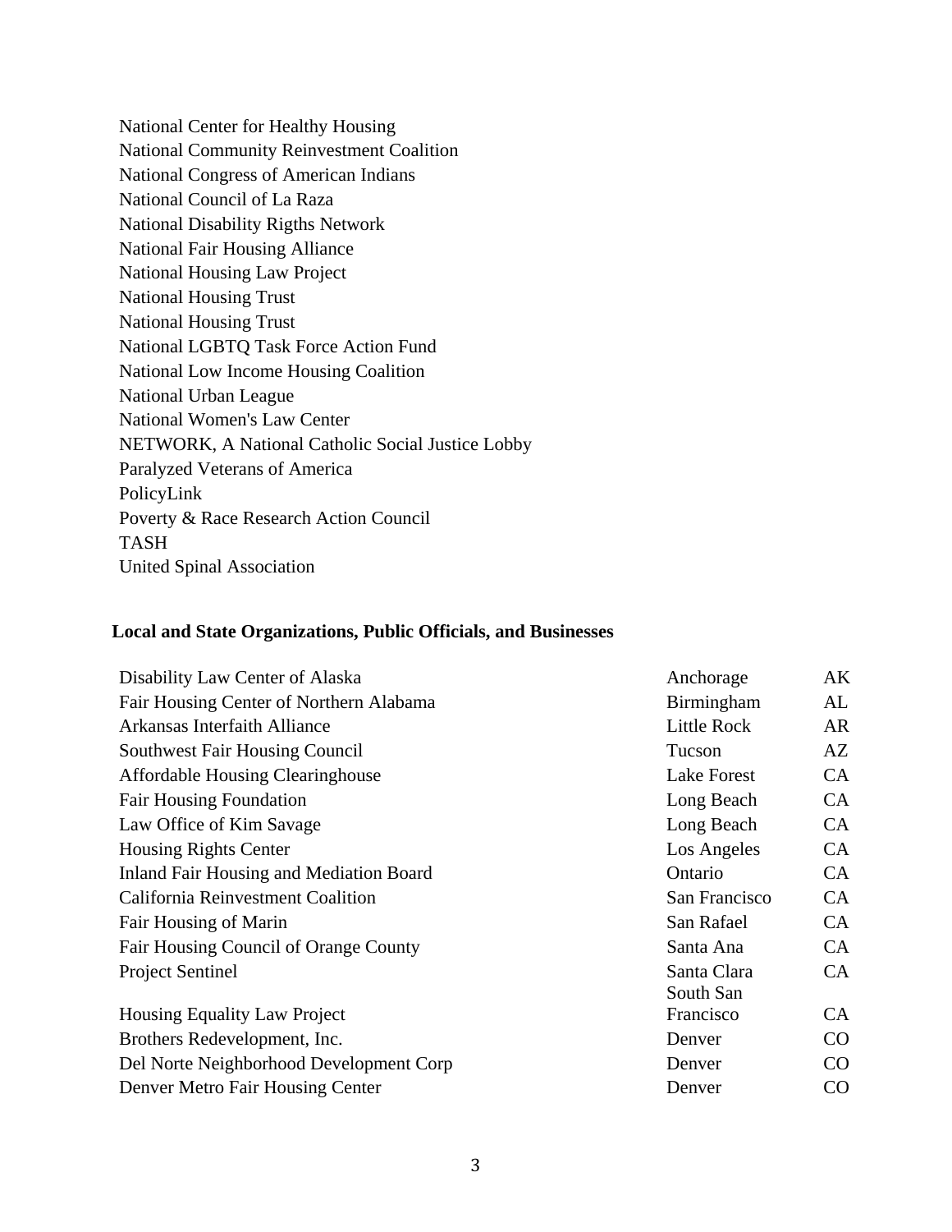National Center for Healthy Housing
National Community Reinvestment Coalition
National Congress of American Indians
National Council of La Raza
National Disability Rigths Network
National Fair Housing Alliance
National Housing Law Project
National Housing Trust
National Housing Trust
National LGBTQ Task Force Action Fund
National Low Income Housing Coalition
National Urban League
National Women's Law Center
NETWORK, A National Catholic Social Justice Lobby
Paralyzed Veterans of America
PolicyLink
Poverty & Race Research Action Council
TASH
United Spinal Association

**Local and State Organizations, Public Officials, and Businesses**

| | | |
|---|---|---|
| Disability Law Center of Alaska | Anchorage | AK |
| Fair Housing Center of Northern Alabama | Birmingham | AL |
| Arkansas Interfaith Alliance | Little Rock | AR |
| Southwest Fair Housing Council | Tucson | AZ |
| Affordable Housing Clearinghouse | Lake Forest | CA |
| Fair Housing Foundation | Long Beach | CA |
| Law Office of Kim Savage | Long Beach | CA |
| Housing Rights Center | Los Angeles | CA |
| Inland Fair Housing and Mediation Board | Ontario | CA |
| California Reinvestment Coalition | San Francisco | CA |
| Fair Housing of Marin | San Rafael | CA |
| Fair Housing Council of Orange County | Santa Ana | CA |
| Project Sentinel | Santa Clara | CA |
| Housing Equality Law Project | South San Francisco | CA |
| Brothers Redevelopment, Inc. | Denver | CO |
| Del Norte Neighborhood Development Corp | Denver | CO |
| Denver Metro Fair Housing Center | Denver | CO |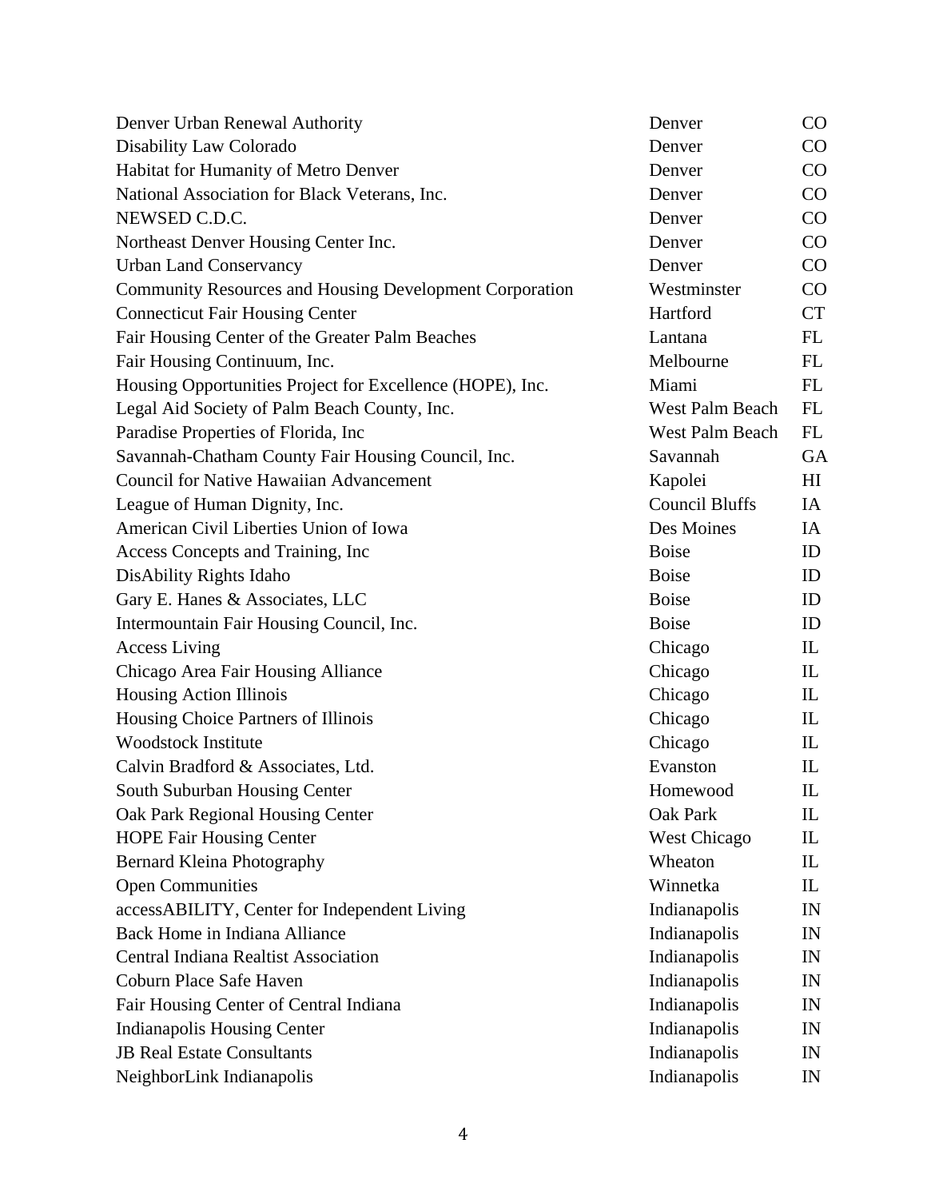| | | |
|---|---|---|
| Denver Urban Renewal Authority | Denver | CO |
| Disability Law Colorado | Denver | CO |
| Habitat for Humanity of Metro Denver | Denver | CO |
| National Association for Black Veterans, Inc. | Denver | CO |
| NEWSED C.D.C. | Denver | CO |
| Northeast Denver Housing Center Inc. | Denver | CO |
| Urban Land Conservancy | Denver | CO |
| Community Resources and Housing Development Corporation | Westminster | CO |
| Connecticut Fair Housing Center | Hartford | CT |
| Fair Housing Center of the Greater Palm Beaches | Lantana | FL |
| Fair Housing Continuum, Inc. | Melbourne | FL |
| Housing Opportunities Project for Excellence (HOPE), Inc. | Miami | FL |
| Legal Aid Society of Palm Beach County, Inc. | West Palm Beach | FL |
| Paradise Properties of Florida, Inc | West Palm Beach | FL |
| Savannah-Chatham County Fair Housing Council, Inc. | Savannah | GA |
| Council for Native Hawaiian Advancement | Kapolei | HI |
| League of Human Dignity, Inc. | Council Bluffs | IA |
| American Civil Liberties Union of Iowa | Des Moines | IA |
| Access Concepts and Training, Inc | Boise | ID |
| DisAbility Rights Idaho | Boise | ID |
| Gary E. Hanes & Associates, LLC | Boise | ID |
| Intermountain Fair Housing Council, Inc. | Boise | ID |
| Access Living | Chicago | IL |
| Chicago Area Fair Housing Alliance | Chicago | IL |
| Housing Action Illinois | Chicago | IL |
| Housing Choice Partners of Illinois | Chicago | IL |
| Woodstock Institute | Chicago | IL |
| Calvin Bradford & Associates, Ltd. | Evanston | IL |
| South Suburban Housing Center | Homewood | IL |
| Oak Park Regional Housing Center | Oak Park | IL |
| HOPE Fair Housing Center | West Chicago | IL |
| Bernard Kleina Photography | Wheaton | IL |
| Open Communities | Winnetka | IL |
| accessABILITY, Center for Independent Living | Indianapolis | IN |
| Back Home in Indiana Alliance | Indianapolis | IN |
| Central Indiana Realtist Association | Indianapolis | IN |
| Coburn Place Safe Haven | Indianapolis | IN |
| Fair Housing Center of Central Indiana | Indianapolis | IN |
| Indianapolis Housing Center | Indianapolis | IN |
| JB Real Estate Consultants | Indianapolis | IN |
| NeighborLink Indianapolis | Indianapolis | IN |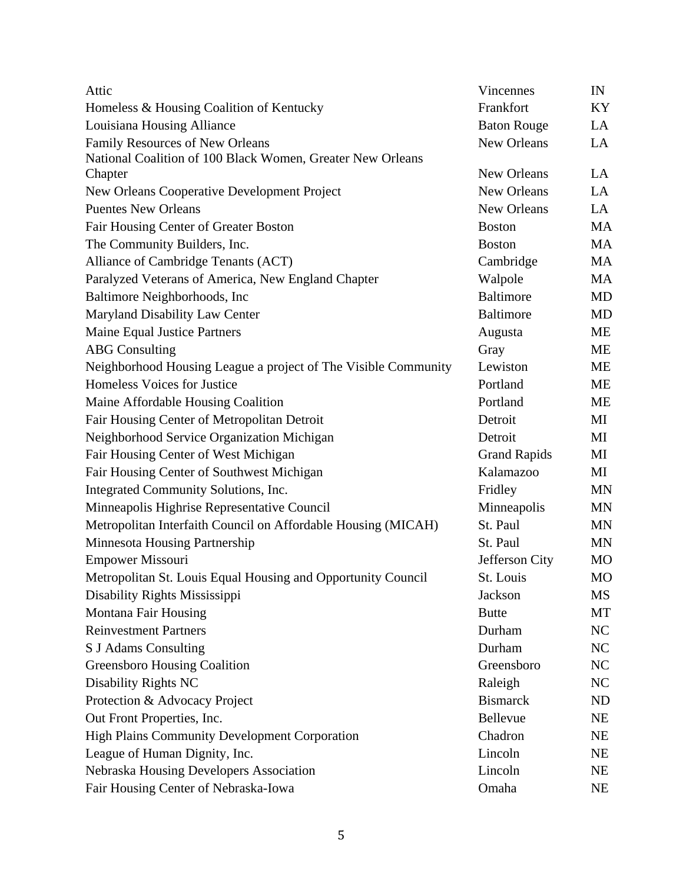| | | |
|---|---|---|
| Attic | Vincennes | IN |
| Homeless & Housing Coalition of Kentucky | Frankfort | KY |
| Louisiana Housing Alliance | Baton Rouge | LA |
| Family Resources of New Orleans | New Orleans | LA |
| National Coalition of 100 Black Women, Greater New Orleans Chapter | New Orleans | LA |
| New Orleans Cooperative Development Project | New Orleans | LA |
| Puentes New Orleans | New Orleans | LA |
| Fair Housing Center of Greater Boston | Boston | MA |
| The Community Builders, Inc. | Boston | MA |
| Alliance of Cambridge Tenants (ACT) | Cambridge | MA |
| Paralyzed Veterans of America, New England Chapter | Walpole | MA |
| Baltimore Neighborhoods, Inc | Baltimore | MD |
| Maryland Disability Law Center | Baltimore | MD |
| Maine Equal Justice Partners | Augusta | ME |
| ABG Consulting | Gray | ME |
| Neighborhood Housing League a project of The Visible Community | Lewiston | ME |
| Homeless Voices for Justice | Portland | ME |
| Maine Affordable Housing Coalition | Portland | ME |
| Fair Housing Center of Metropolitan Detroit | Detroit | MI |
| Neighborhood Service Organization Michigan | Detroit | MI |
| Fair Housing Center of West Michigan | Grand Rapids | MI |
| Fair Housing Center of Southwest Michigan | Kalamazoo | MI |
| Integrated Community Solutions, Inc. | Fridley | MN |
| Minneapolis Highrise Representative Council | Minneapolis | MN |
| Metropolitan Interfaith Council on Affordable Housing (MICAH) | St. Paul | MN |
| Minnesota Housing Partnership | St. Paul | MN |
| Empower Missouri | Jefferson City | MO |
| Metropolitan St. Louis Equal Housing and Opportunity Council | St. Louis | MO |
| Disability Rights Mississippi | Jackson | MS |
| Montana Fair Housing | Butte | MT |
| Reinvestment Partners | Durham | NC |
| S J Adams Consulting | Durham | NC |
| Greensboro Housing Coalition | Greensboro | NC |
| Disability Rights NC | Raleigh | NC |
| Protection & Advocacy Project | Bismarck | ND |
| Out Front Properties, Inc. | Bellevue | NE |
| High Plains Community Development Corporation | Chadron | NE |
| League of Human Dignity, Inc. | Lincoln | NE |
| Nebraska Housing Developers Association | Lincoln | NE |
| Fair Housing Center of Nebraska-Iowa | Omaha | NE |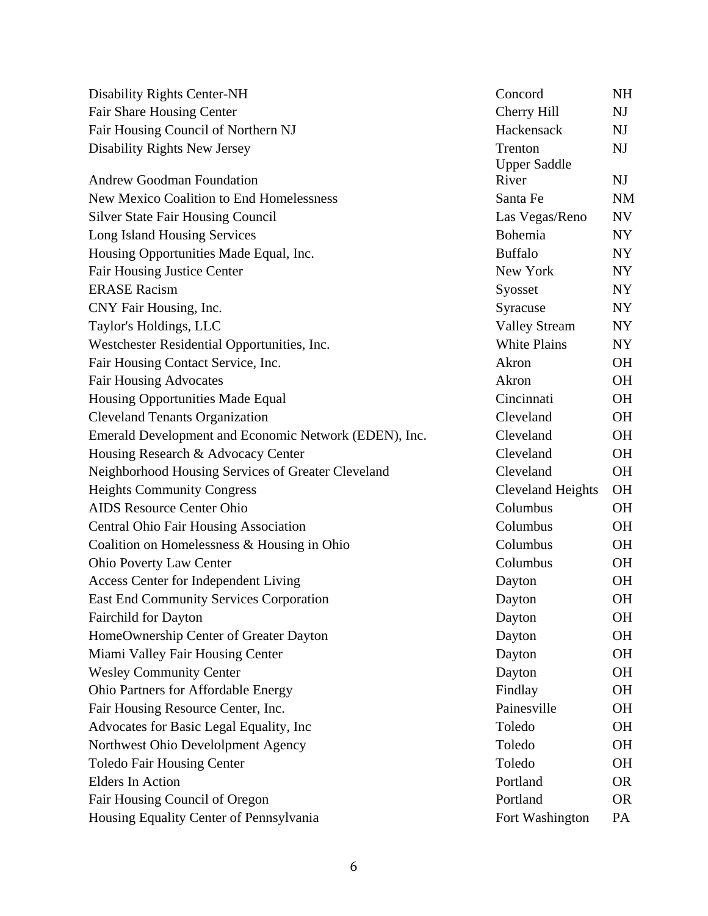| | | |
|---|---|---|
| Disability Rights Center-NH | Concord | NH |
| Fair Share Housing Center | Cherry Hill | NJ |
| Fair Housing Council of Northern NJ | Hackensack | NJ |
| Disability Rights New Jersey | Trenton | NJ |
| Andrew Goodman Foundation | Upper Saddle River | NJ |
| New Mexico Coalition to End Homelessness | Santa Fe | NM |
| Silver State Fair Housing Council | Las Vegas/Reno | NV |
| Long Island Housing Services | Bohemia | NY |
| Housing Opportunities Made Equal, Inc. | Buffalo | NY |
| Fair Housing Justice Center | New York | NY |
| ERASE Racism | Syosset | NY |
| CNY Fair Housing, Inc. | Syracuse | NY |
| Taylor's Holdings, LLC | Valley Stream | NY |
| Westchester Residential Opportunities, Inc. | White Plains | NY |
| Fair Housing Contact Service, Inc. | Akron | OH |
| Fair Housing Advocates | Akron | OH |
| Housing Opportunities Made Equal | Cincinnati | OH |
| Cleveland Tenants Organization | Cleveland | OH |
| Emerald Development and Economic Network (EDEN), Inc. | Cleveland | OH |
| Housing Research & Advocacy Center | Cleveland | OH |
| Neighborhood Housing Services of Greater Cleveland | Cleveland | OH |
| Heights Community Congress | Cleveland Heights | OH |
| AIDS Resource Center Ohio | Columbus | OH |
| Central Ohio Fair Housing Association | Columbus | OH |
| Coalition on Homelessness & Housing in Ohio | Columbus | OH |
| Ohio Poverty Law Center | Columbus | OH |
| Access Center for Independent Living | Dayton | OH |
| East End Community Services Corporation | Dayton | OH |
| Fairchild for Dayton | Dayton | OH |
| HomeOwnership Center of Greater Dayton | Dayton | OH |
| Miami Valley Fair Housing Center | Dayton | OH |
| Wesley Community Center | Dayton | OH |
| Ohio Partners for Affordable Energy | Findlay | OH |
| Fair Housing Resource Center, Inc. | Painesville | OH |
| Advocates for Basic Legal Equality, Inc | Toledo | OH |
| Northwest Ohio Develolpment Agency | Toledo | OH |
| Toledo Fair Housing Center | Toledo | OH |
| Elders In Action | Portland | OR |
| Fair Housing Council of Oregon | Portland | OR |
| Housing Equality Center of Pennsylvania | Fort Washington | PA |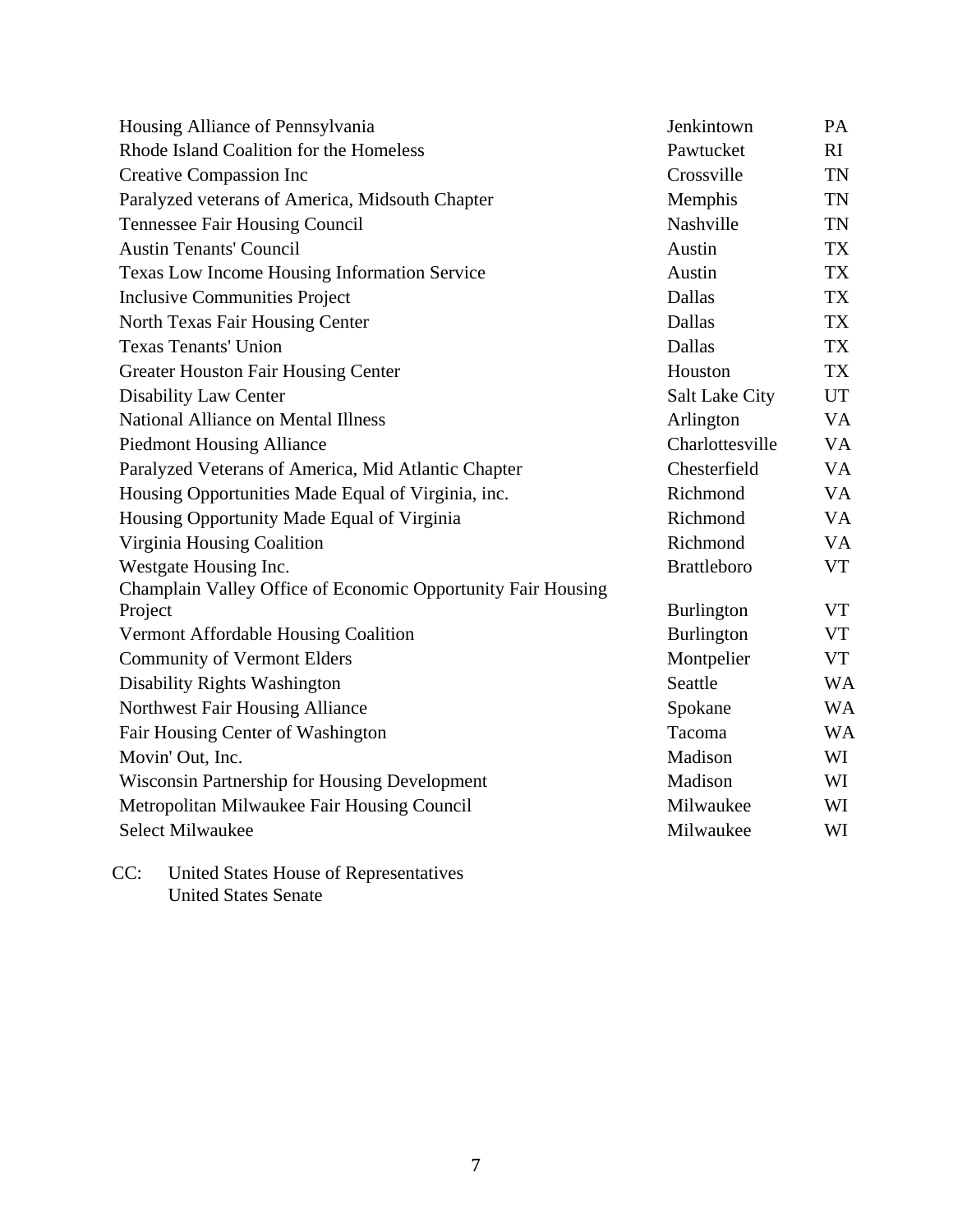| | | |
|---|---|---|
| Housing Alliance of Pennsylvania | Jenkintown | PA |
| Rhode Island Coalition for the Homeless | Pawtucket | RI |
| Creative Compassion Inc | Crossville | TN |
| Paralyzed veterans of America, Midsouth Chapter | Memphis | TN |
| Tennessee Fair Housing Council | Nashville | TN |
| Austin Tenants' Council | Austin | TX |
| Texas Low Income Housing Information Service | Austin | TX |
| Inclusive Communities Project | Dallas | TX |
| North Texas Fair Housing Center | Dallas | TX |
| Texas Tenants' Union | Dallas | TX |
| Greater Houston Fair Housing Center | Houston | TX |
| Disability Law Center | Salt Lake City | UT |
| National Alliance on Mental Illness | Arlington | VA |
| Piedmont Housing Alliance | Charlottesville | VA |
| Paralyzed Veterans of America, Mid Atlantic Chapter | Chesterfield | VA |
| Housing Opportunities Made Equal of Virginia, inc. | Richmond | VA |
| Housing Opportunity Made Equal of Virginia | Richmond | VA |
| Virginia Housing Coalition | Richmond | VA |
| Westgate Housing Inc. | Brattleboro | VT |
| Champlain Valley Office of Economic Opportunity Fair Housing Project | Burlington | VT |
| Vermont Affordable Housing Coalition | Burlington | VT |
| Community of Vermont Elders | Montpelier | VT |
| Disability Rights Washington | Seattle | WA |
| Northwest Fair Housing Alliance | Spokane | WA |
| Fair Housing Center of Washington | Tacoma | WA |
| Movin' Out, Inc. | Madison | WI |
| Wisconsin Partnership for Housing Development | Madison | WI |
| Metropolitan Milwaukee Fair Housing Council | Milwaukee | WI |
| Select Milwaukee | Milwaukee | WI |

CC: United States House of Representatives
United States Senate